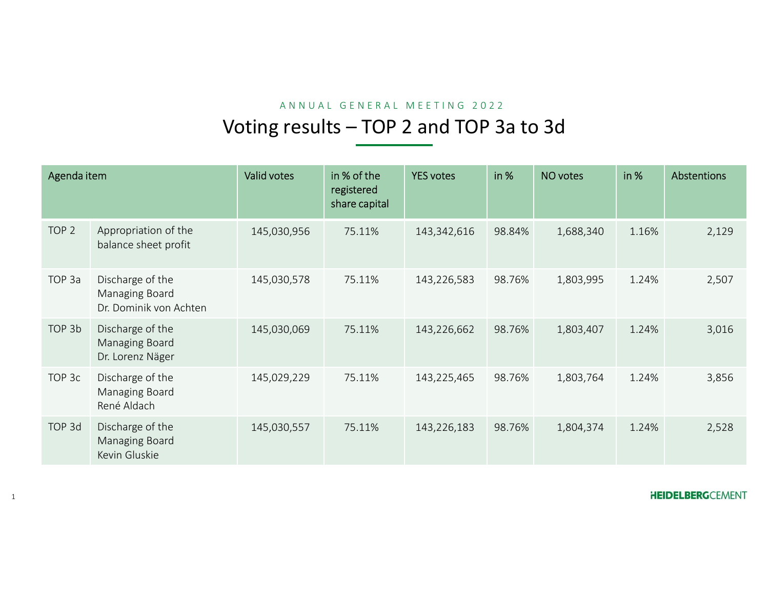ANNUAL GENERAL MEETING 2022

# Voting results – TOP 2 and TOP 3a to 3d

| Agenda item | | Valid votes | in % of the registered share capital | YES votes | in % | NO votes | in % | Abstentions |
|---|---|---|---|---|---|---|---|---|
| TOP 2 | Appropriation of the balance sheet profit | 145,030,956 | 75.11% | 143,342,616 | 98.84% | 1,688,340 | 1.16% | 2,129 |
| TOP 3a | Discharge of the Managing Board Dr. Dominik von Achten | 145,030,578 | 75.11% | 143,226,583 | 98.76% | 1,803,995 | 1.24% | 2,507 |
| TOP 3b | Discharge of the Managing Board Dr. Lorenz Näger | 145,030,069 | 75.11% | 143,226,662 | 98.76% | 1,803,407 | 1.24% | 3,016 |
| TOP 3c | Discharge of the Managing Board René Aldach | 145,029,229 | 75.11% | 143,225,465 | 98.76% | 1,803,764 | 1.24% | 3,856 |
| TOP 3d | Discharge of the Managing Board Kevin Gluskie | 145,030,557 | 75.11% | 143,226,183 | 98.76% | 1,804,374 | 1.24% | 2,528 |

HEIDELBERGCEMENT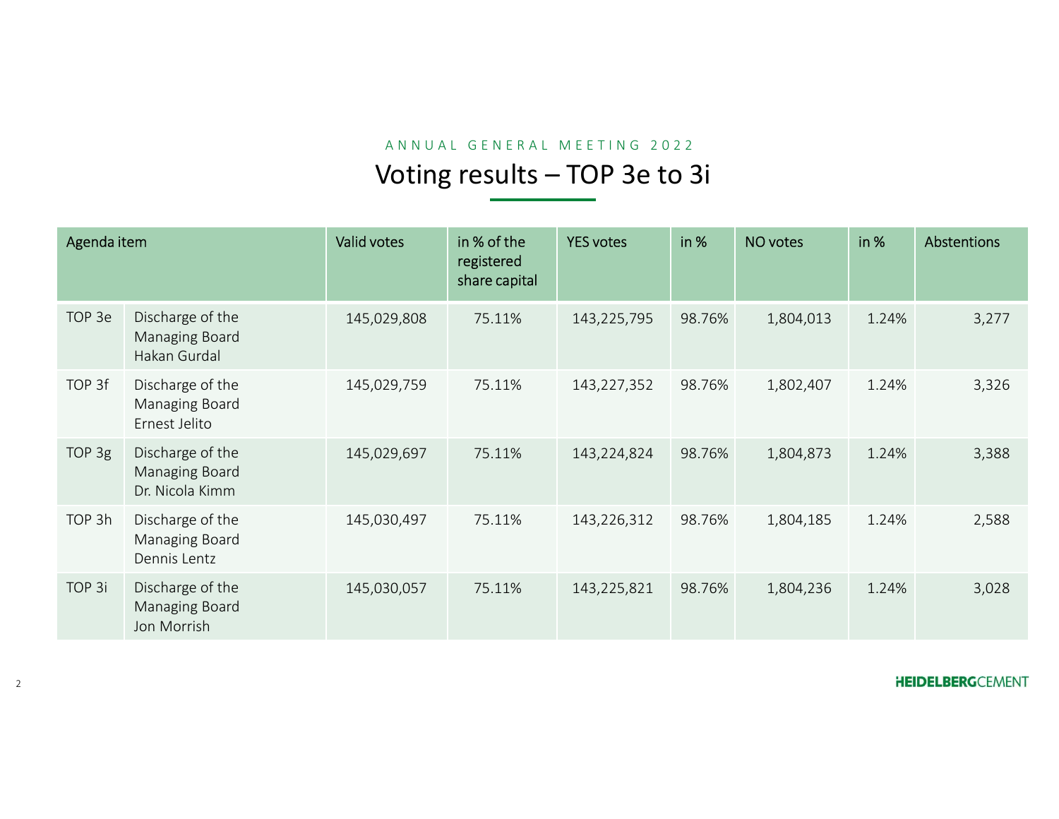ANNUAL GENERAL MEETING 2022

# Voting results – TOP 3e to 3i

| Agenda item | | Valid votes | in % of the registered share capital | YES votes | in % | NO votes | in % | Abstentions |
|---|---|---|---|---|---|---|---|---|
| TOP 3e | Discharge of the Managing Board Hakan Gurdal | 145,029,808 | 75.11% | 143,225,795 | 98.76% | 1,804,013 | 1.24% | 3,277 |
| TOP 3f | Discharge of the Managing Board Ernest Jelito | 145,029,759 | 75.11% | 143,227,352 | 98.76% | 1,802,407 | 1.24% | 3,326 |
| TOP 3g | Discharge of the Managing Board Dr. Nicola Kimm | 145,029,697 | 75.11% | 143,224,824 | 98.76% | 1,804,873 | 1.24% | 3,388 |
| TOP 3h | Discharge of the Managing Board Dennis Lentz | 145,030,497 | 75.11% | 143,226,312 | 98.76% | 1,804,185 | 1.24% | 2,588 |
| TOP 3i | Discharge of the Managing Board Jon Morrish | 145,030,057 | 75.11% | 143,225,821 | 98.76% | 1,804,236 | 1.24% | 3,028 |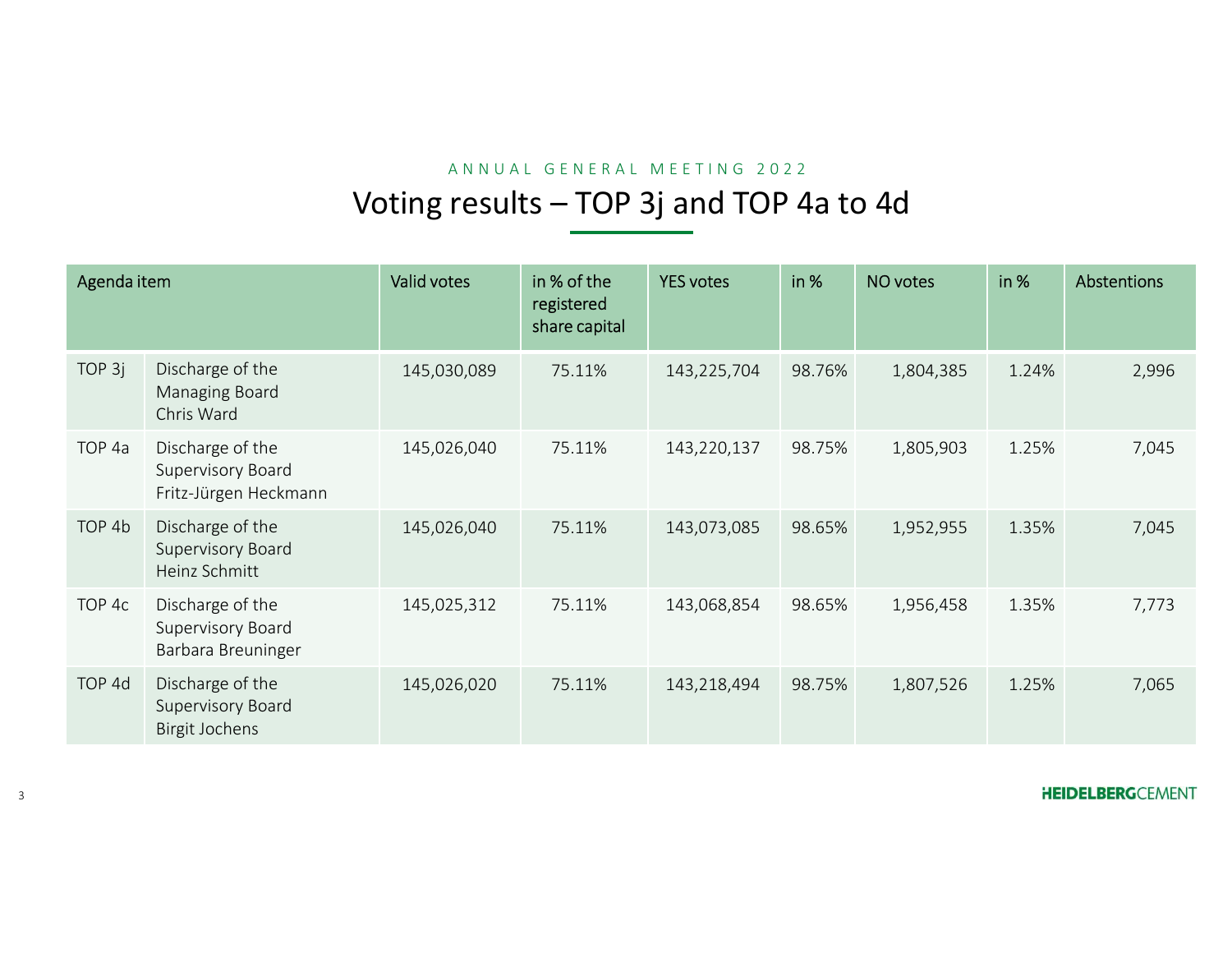ANNUAL GENERAL MEETING 2022

# Voting results – TOP 3j and TOP 4a to 4d

| Agenda item | | Valid votes | in % of the registered share capital | YES votes | in % | NO votes | in % | Abstentions |
|---|---|---|---|---|---|---|---|---|
| TOP 3j | Discharge of the Managing Board Chris Ward | 145,030,089 | 75.11% | 143,225,704 | 98.76% | 1,804,385 | 1.24% | 2,996 |
| TOP 4a | Discharge of the Supervisory Board Fritz-Jürgen Heckmann | 145,026,040 | 75.11% | 143,220,137 | 98.75% | 1,805,903 | 1.25% | 7,045 |
| TOP 4b | Discharge of the Supervisory Board Heinz Schmitt | 145,026,040 | 75.11% | 143,073,085 | 98.65% | 1,952,955 | 1.35% | 7,045 |
| TOP 4c | Discharge of the Supervisory Board Barbara Breuninger | 145,025,312 | 75.11% | 143,068,854 | 98.65% | 1,956,458 | 1.35% | 7,773 |
| TOP 4d | Discharge of the Supervisory Board Birgit Jochens | 145,026,020 | 75.11% | 143,218,494 | 98.75% | 1,807,526 | 1.25% | 7,065 |

HEIDELBERGCEMENT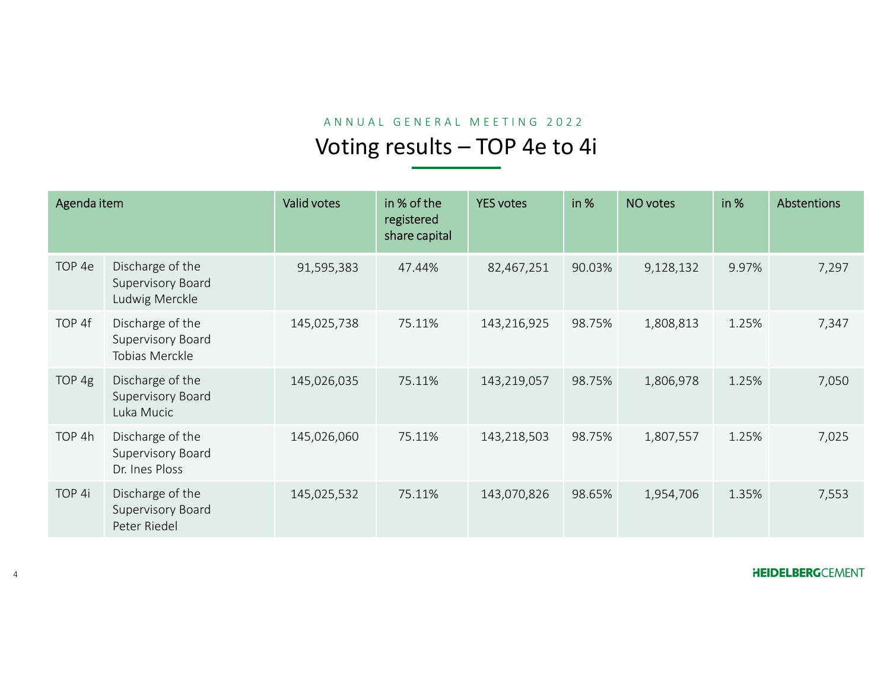ANNUAL GENERAL MEETING 2022

# Voting results – TOP 4e to 4i

| Agenda item | | Valid votes | in % of the registered share capital | YES votes | in % | NO votes | in % | Abstentions |
|---|---|---|---|---|---|---|---|---|
| TOP 4e | Discharge of the Supervisory Board Ludwig Merckle | 91,595,383 | 47.44% | 82,467,251 | 90.03% | 9,128,132 | 9.97% | 7,297 |
| TOP 4f | Discharge of the Supervisory Board Tobias Merckle | 145,025,738 | 75.11% | 143,216,925 | 98.75% | 1,808,813 | 1.25% | 7,347 |
| TOP 4g | Discharge of the Supervisory Board Luka Mucic | 145,026,035 | 75.11% | 143,219,057 | 98.75% | 1,806,978 | 1.25% | 7,050 |
| TOP 4h | Discharge of the Supervisory Board Dr. Ines Ploss | 145,026,060 | 75.11% | 143,218,503 | 98.75% | 1,807,557 | 1.25% | 7,025 |
| TOP 4i | Discharge of the Supervisory Board Peter Riedel | 145,025,532 | 75.11% | 143,070,826 | 98.65% | 1,954,706 | 1.35% | 7,553 |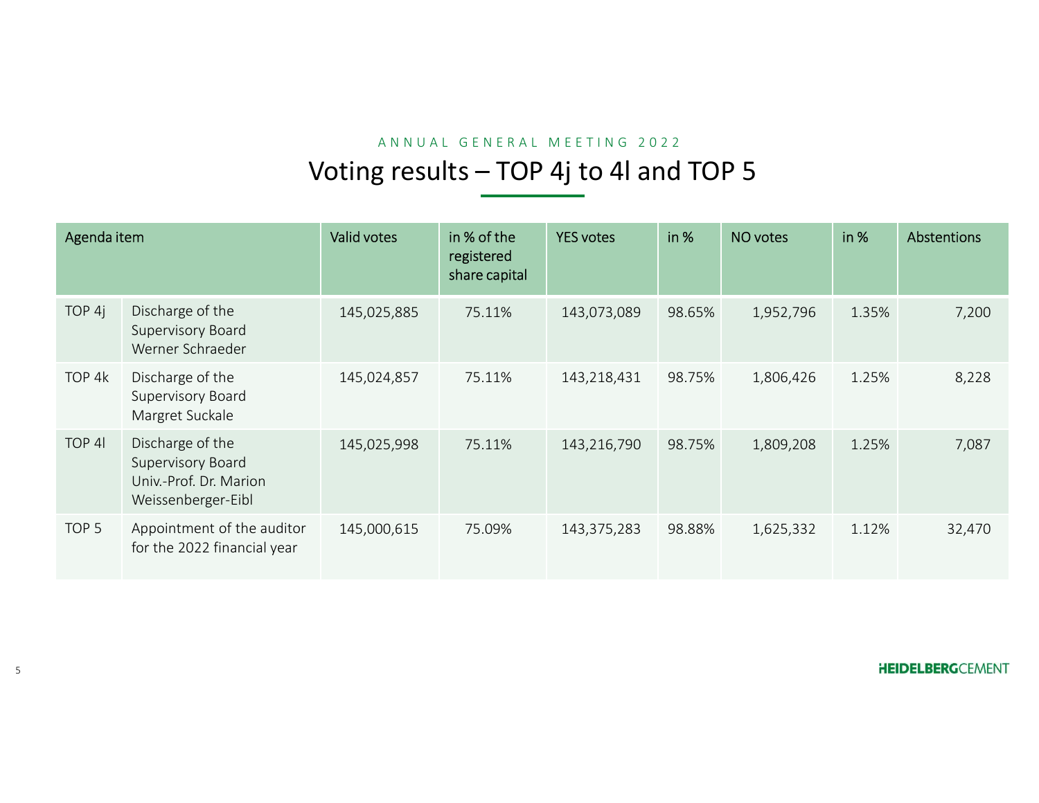ANNUAL GENERAL MEETING 2022

# Voting results – TOP 4j to 4l and TOP 5

| Agenda item | | Valid votes | in % of the registered share capital | YES votes | in % | NO votes | in % | Abstentions |
|---|---|---|---|---|---|---|---|---|
| TOP 4j | Discharge of the Supervisory Board Werner Schraeder | 145,025,885 | 75.11% | 143,073,089 | 98.65% | 1,952,796 | 1.35% | 7,200 |
| TOP 4k | Discharge of the Supervisory Board Margret Suckale | 145,024,857 | 75.11% | 143,218,431 | 98.75% | 1,806,426 | 1.25% | 8,228 |
| TOP 4l | Discharge of the Supervisory Board Univ.-Prof. Dr. Marion Weissenberger-Eibl | 145,025,998 | 75.11% | 143,216,790 | 98.75% | 1,809,208 | 1.25% | 7,087 |
| TOP 5 | Appointment of the auditor for the 2022 financial year | 145,000,615 | 75.09% | 143,375,283 | 98.88% | 1,625,332 | 1.12% | 32,470 |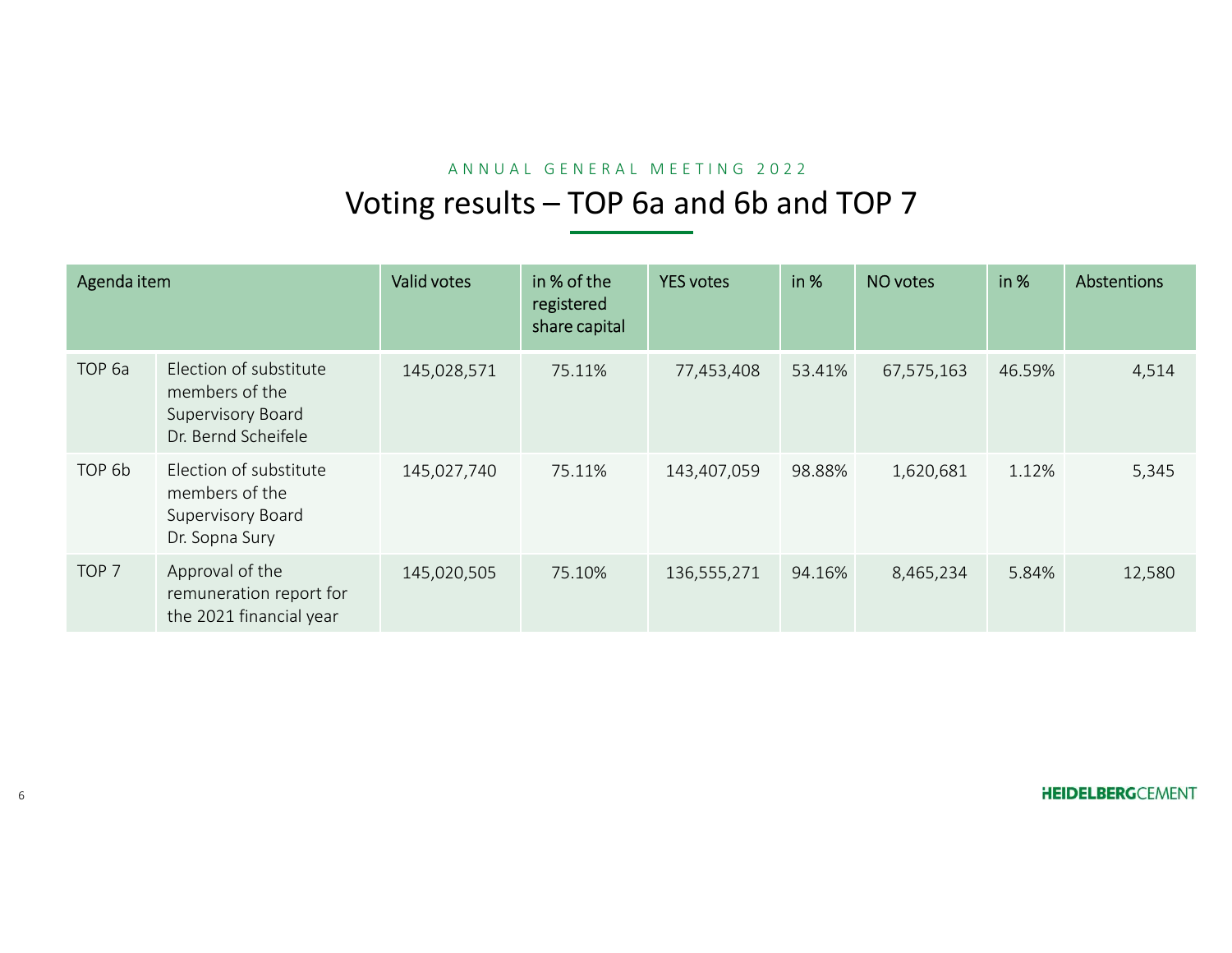ANNUAL GENERAL MEETING 2022

# Voting results – TOP 6a and 6b and TOP 7

| Agenda item | | Valid votes | in % of the registered share capital | YES votes | in % | NO votes | in % | Abstentions |
|---|---|---|---|---|---|---|---|---|
| TOP 6a | Election of substitute members of the Supervisory Board Dr. Bernd Scheifele | 145,028,571 | 75.11% | 77,453,408 | 53.41% | 67,575,163 | 46.59% | 4,514 |
| TOP 6b | Election of substitute members of the Supervisory Board Dr. Sopna Sury | 145,027,740 | 75.11% | 143,407,059 | 98.88% | 1,620,681 | 1.12% | 5,345 |
| TOP 7 | Approval of the remuneration report for the 2021 financial year | 145,020,505 | 75.10% | 136,555,271 | 94.16% | 8,465,234 | 5.84% | 12,580 |

HEIDELBERGCEMENT